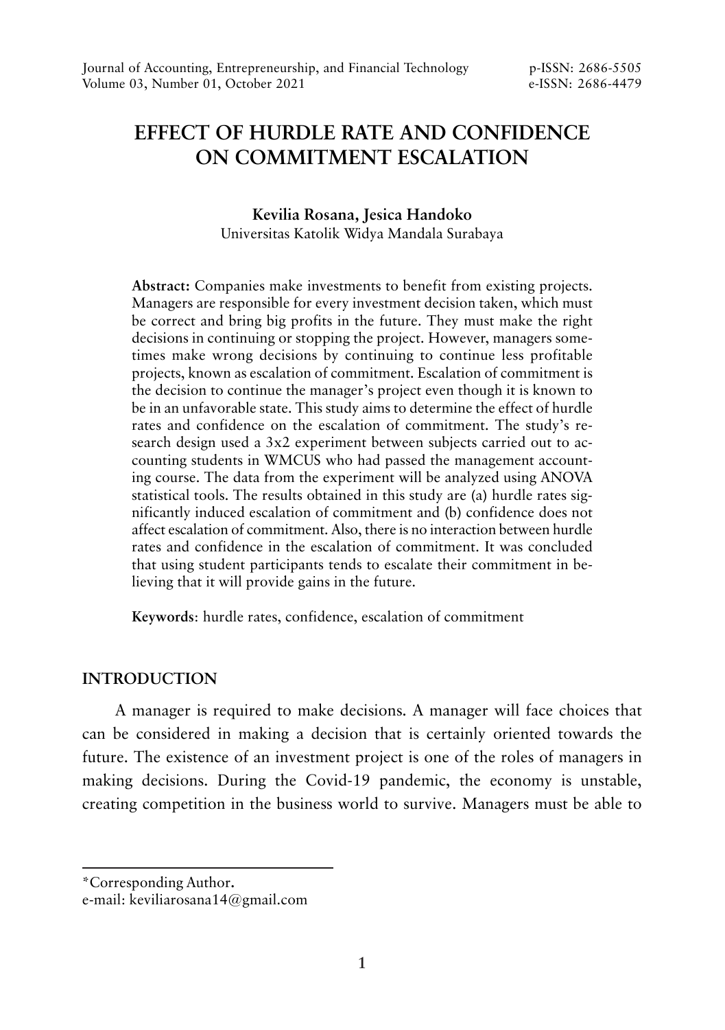# EFFECT OF HURDLE RATE AND CONFIDENCE ON COMMITMENT ESCALATION

**Kevilia Rosana, Jesica Handoko**
Universitas Katolik Widya Mandala Surabaya

**Abstract:** Companies make investments to benefit from existing projects. Managers are responsible for every investment decision taken, which must be correct and bring big profits in the future. They must make the right decisions in continuing or stopping the project. However, managers sometimes make wrong decisions by continuing to continue less profitable projects, known as escalation of commitment. Escalation of commitment is the decision to continue the manager's project even though it is known to be in an unfavorable state. This study aims to determine the effect of hurdle rates and confidence on the escalation of commitment. The study's research design used a 3x2 experiment between subjects carried out to accounting students in WMCUS who had passed the management accounting course. The data from the experiment will be analyzed using ANOVA statistical tools. The results obtained in this study are (a) hurdle rates significantly induced escalation of commitment and (b) confidence does not affect escalation of commitment. Also, there is no interaction between hurdle rates and confidence in the escalation of commitment. It was concluded that using student participants tends to escalate their commitment in believing that it will provide gains in the future.

**Keywords**: hurdle rates, confidence, escalation of commitment

## INTRODUCTION

A manager is required to make decisions. A manager will face choices that can be considered in making a decision that is certainly oriented towards the future. The existence of an investment project is one of the roles of managers in making decisions. During the Covid-19 pandemic, the economy is unstable, creating competition in the business world to survive. Managers must be able to

---

*Corresponding Author.
e-mail: keviliarosana14@gmail.com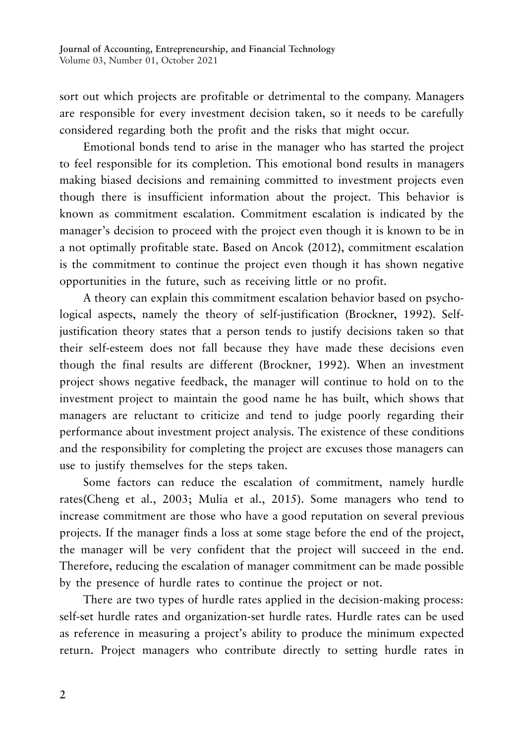sort out which projects are profitable or detrimental to the company. Managers are responsible for every investment decision taken, so it needs to be carefully considered regarding both the profit and the risks that might occur.

Emotional bonds tend to arise in the manager who has started the project to feel responsible for its completion. This emotional bond results in managers making biased decisions and remaining committed to investment projects even though there is insufficient information about the project. This behavior is known as commitment escalation. Commitment escalation is indicated by the manager's decision to proceed with the project even though it is known to be in a not optimally profitable state. Based on Ancok (2012), commitment escalation is the commitment to continue the project even though it has shown negative opportunities in the future, such as receiving little or no profit.

A theory can explain this commitment escalation behavior based on psychological aspects, namely the theory of self-justification (Brockner, 1992). Self-justification theory states that a person tends to justify decisions taken so that their self-esteem does not fall because they have made these decisions even though the final results are different (Brockner, 1992). When an investment project shows negative feedback, the manager will continue to hold on to the investment project to maintain the good name he has built, which shows that managers are reluctant to criticize and tend to judge poorly regarding their performance about investment project analysis. The existence of these conditions and the responsibility for completing the project are excuses those managers can use to justify themselves for the steps taken.

Some factors can reduce the escalation of commitment, namely hurdle rates(Cheng et al., 2003; Mulia et al., 2015). Some managers who tend to increase commitment are those who have a good reputation on several previous projects. If the manager finds a loss at some stage before the end of the project, the manager will be very confident that the project will succeed in the end. Therefore, reducing the escalation of manager commitment can be made possible by the presence of hurdle rates to continue the project or not.

There are two types of hurdle rates applied in the decision-making process: self-set hurdle rates and organization-set hurdle rates. Hurdle rates can be used as reference in measuring a project's ability to produce the minimum expected return. Project managers who contribute directly to setting hurdle rates in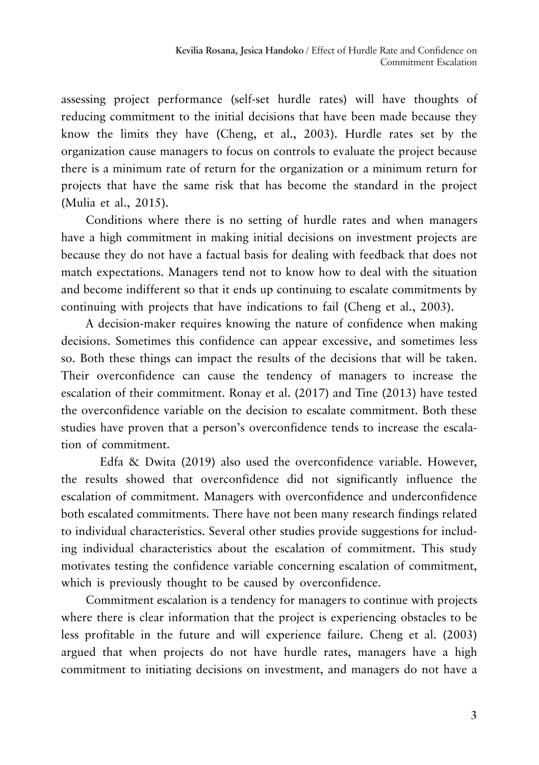assessing project performance (self-set hurdle rates) will have thoughts of reducing commitment to the initial decisions that have been made because they know the limits they have (Cheng, et al., 2003). Hurdle rates set by the organization cause managers to focus on controls to evaluate the project because there is a minimum rate of return for the organization or a minimum return for projects that have the same risk that has become the standard in the project (Mulia et al., 2015).

Conditions where there is no setting of hurdle rates and when managers have a high commitment in making initial decisions on investment projects are because they do not have a factual basis for dealing with feedback that does not match expectations. Managers tend not to know how to deal with the situation and become indifferent so that it ends up continuing to escalate commitments by continuing with projects that have indications to fail (Cheng et al., 2003).

A decision-maker requires knowing the nature of confidence when making decisions. Sometimes this confidence can appear excessive, and sometimes less so. Both these things can impact the results of the decisions that will be taken. Their overconfidence can cause the tendency of managers to increase the escalation of their commitment. Ronay et al. (2017) and Tine (2013) have tested the overconfidence variable on the decision to escalate commitment. Both these studies have proven that a person's overconfidence tends to increase the escalation of commitment.

Edfa & Dwita (2019) also used the overconfidence variable. However, the results showed that overconfidence did not significantly influence the escalation of commitment. Managers with overconfidence and underconfidence both escalated commitments. There have not been many research findings related to individual characteristics. Several other studies provide suggestions for including individual characteristics about the escalation of commitment. This study motivates testing the confidence variable concerning escalation of commitment, which is previously thought to be caused by overconfidence.

Commitment escalation is a tendency for managers to continue with projects where there is clear information that the project is experiencing obstacles to be less profitable in the future and will experience failure. Cheng et al. (2003) argued that when projects do not have hurdle rates, managers have a high commitment to initiating decisions on investment, and managers do not have a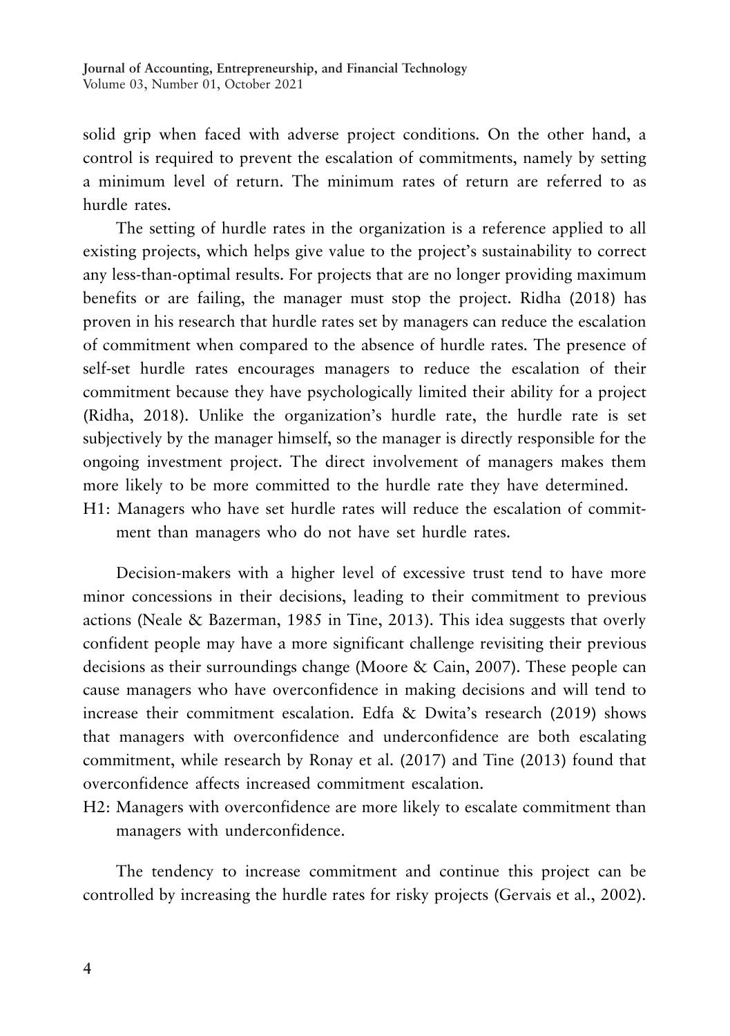solid grip when faced with adverse project conditions. On the other hand, a control is required to prevent the escalation of commitments, namely by setting a minimum level of return. The minimum rates of return are referred to as hurdle rates.

The setting of hurdle rates in the organization is a reference applied to all existing projects, which helps give value to the project's sustainability to correct any less-than-optimal results. For projects that are no longer providing maximum benefits or are failing, the manager must stop the project. Ridha (2018) has proven in his research that hurdle rates set by managers can reduce the escalation of commitment when compared to the absence of hurdle rates. The presence of self-set hurdle rates encourages managers to reduce the escalation of their commitment because they have psychologically limited their ability for a project (Ridha, 2018). Unlike the organization's hurdle rate, the hurdle rate is set subjectively by the manager himself, so the manager is directly responsible for the ongoing investment project. The direct involvement of managers makes them more likely to be more committed to the hurdle rate they have determined.

H1: Managers who have set hurdle rates will reduce the escalation of commitment than managers who do not have set hurdle rates.

Decision-makers with a higher level of excessive trust tend to have more minor concessions in their decisions, leading to their commitment to previous actions (Neale & Bazerman, 1985 in Tine, 2013). This idea suggests that overly confident people may have a more significant challenge revisiting their previous decisions as their surroundings change (Moore & Cain, 2007). These people can cause managers who have overconfidence in making decisions and will tend to increase their commitment escalation. Edfa & Dwita's research (2019) shows that managers with overconfidence and underconfidence are both escalating commitment, while research by Ronay et al. (2017) and Tine (2013) found that overconfidence affects increased commitment escalation.

H2: Managers with overconfidence are more likely to escalate commitment than managers with underconfidence.

The tendency to increase commitment and continue this project can be controlled by increasing the hurdle rates for risky projects (Gervais et al., 2002).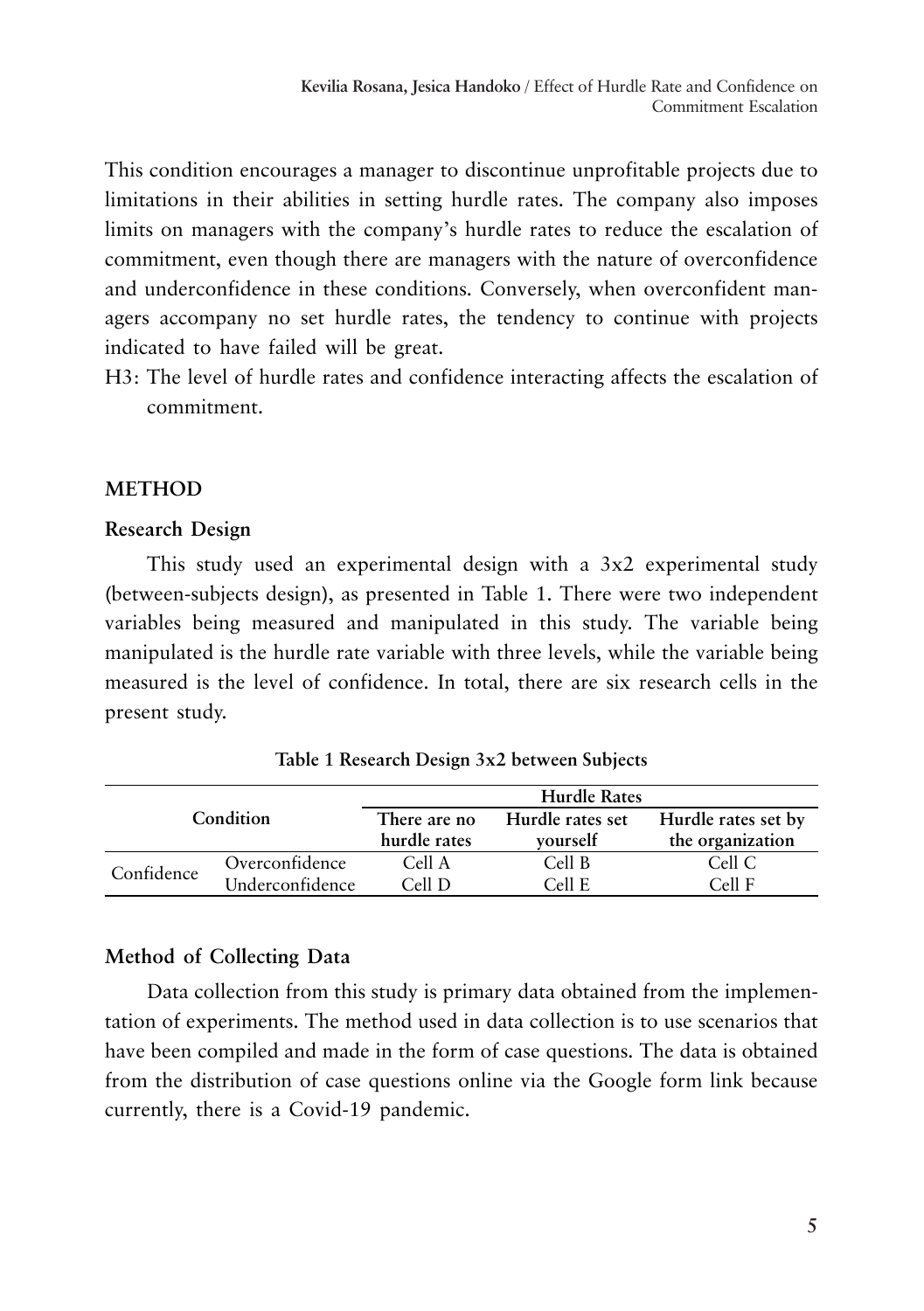This condition encourages a manager to discontinue unprofitable projects due to limitations in their abilities in setting hurdle rates. The company also imposes limits on managers with the company's hurdle rates to reduce the escalation of commitment, even though there are managers with the nature of overconfidence and underconfidence in these conditions. Conversely, when overconfident managers accompany no set hurdle rates, the tendency to continue with projects indicated to have failed will be great.

H3: The level of hurdle rates and confidence interacting affects the escalation of commitment.

## METHOD

### Research Design

This study used an experimental design with a 3x2 experimental study (between-subjects design), as presented in Table 1. There were two independent variables being measured and manipulated in this study. The variable being manipulated is the hurdle rate variable with three levels, while the variable being measured is the level of confidence. In total, there are six research cells in the present study.

**Table 1 Research Design 3x2 between Subjects**

| Condition | | Hurdle Rates | | |
|---|---|---|---|---|
| | | There are no hurdle rates | Hurdle rates set yourself | Hurdle rates set by the organization |
| Confidence | Overconfidence | Cell A | Cell B | Cell C |
| | Underconfidence | Cell D | Cell E | Cell F |

### Method of Collecting Data

Data collection from this study is primary data obtained from the implementation of experiments. The method used in data collection is to use scenarios that have been compiled and made in the form of case questions. The data is obtained from the distribution of case questions online via the Google form link because currently, there is a Covid-19 pandemic.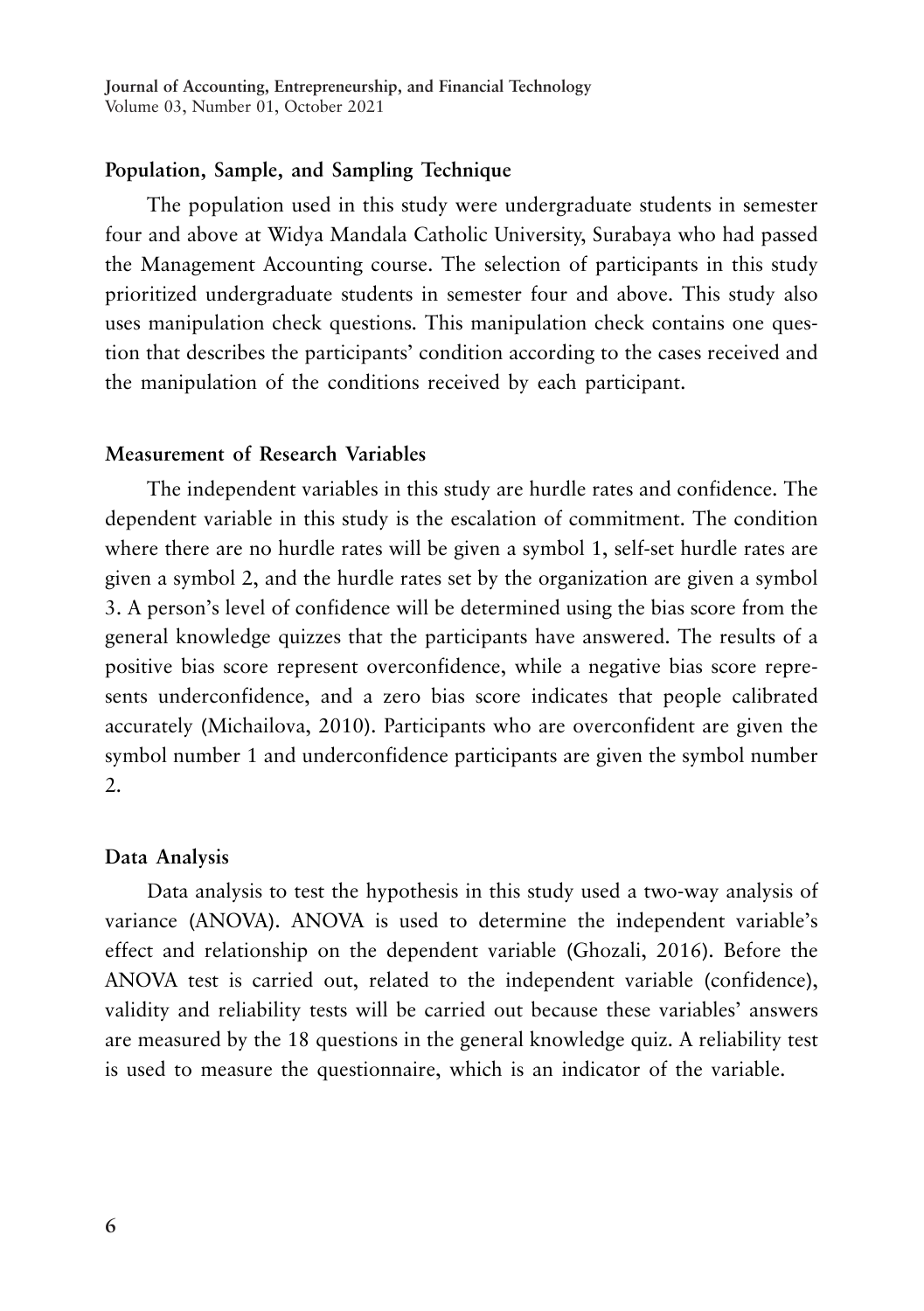### Population, Sample, and Sampling Technique

The population used in this study were undergraduate students in semester four and above at Widya Mandala Catholic University, Surabaya who had passed the Management Accounting course. The selection of participants in this study prioritized undergraduate students in semester four and above. This study also uses manipulation check questions. This manipulation check contains one question that describes the participants' condition according to the cases received and the manipulation of the conditions received by each participant.

### Measurement of Research Variables

The independent variables in this study are hurdle rates and confidence. The dependent variable in this study is the escalation of commitment. The condition where there are no hurdle rates will be given a symbol 1, self-set hurdle rates are given a symbol 2, and the hurdle rates set by the organization are given a symbol 3. A person's level of confidence will be determined using the bias score from the general knowledge quizzes that the participants have answered. The results of a positive bias score represent overconfidence, while a negative bias score represents underconfidence, and a zero bias score indicates that people calibrated accurately (Michailova, 2010). Participants who are overconfident are given the symbol number 1 and underconfidence participants are given the symbol number 2.

### Data Analysis

Data analysis to test the hypothesis in this study used a two-way analysis of variance (ANOVA). ANOVA is used to determine the independent variable's effect and relationship on the dependent variable (Ghozali, 2016). Before the ANOVA test is carried out, related to the independent variable (confidence), validity and reliability tests will be carried out because these variables' answers are measured by the 18 questions in the general knowledge quiz. A reliability test is used to measure the questionnaire, which is an indicator of the variable.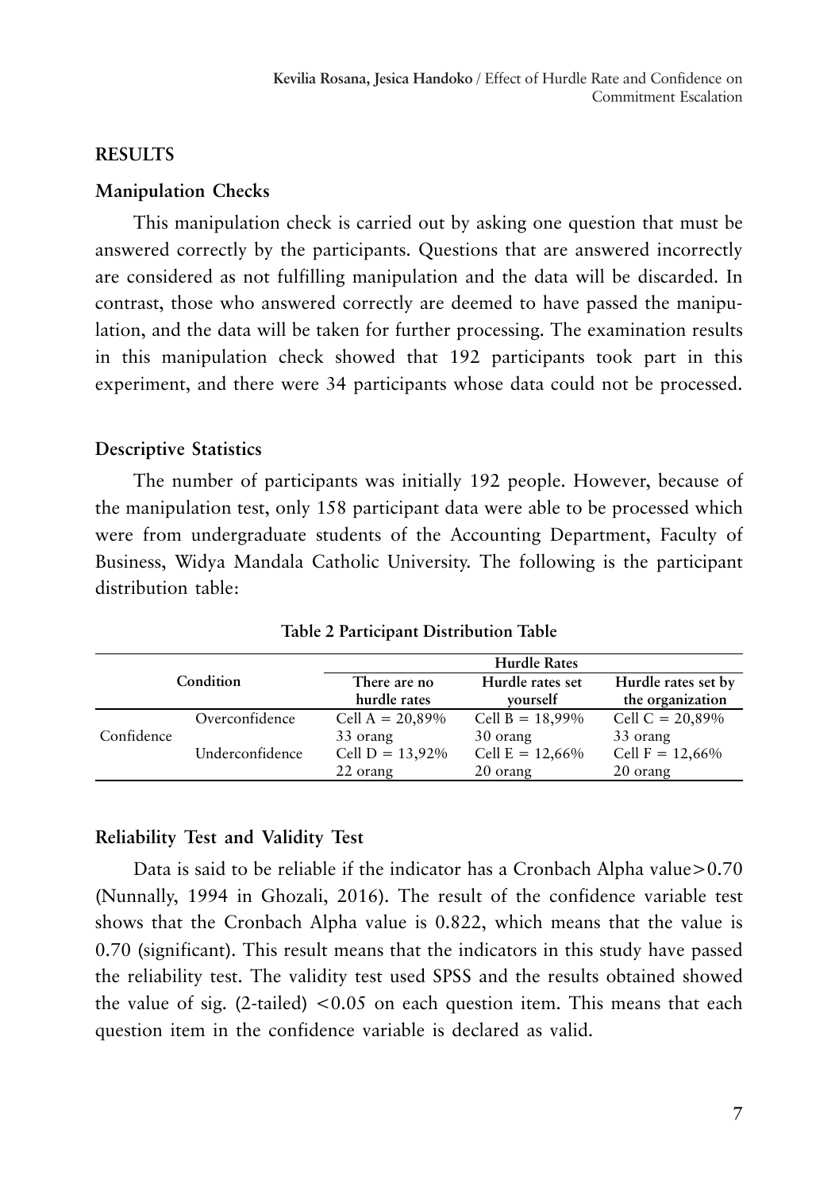## RESULTS

### Manipulation Checks

This manipulation check is carried out by asking one question that must be answered correctly by the participants. Questions that are answered incorrectly are considered as not fulfilling manipulation and the data will be discarded. In contrast, those who answered correctly are deemed to have passed the manipulation, and the data will be taken for further processing. The examination results in this manipulation check showed that 192 participants took part in this experiment, and there were 34 participants whose data could not be processed.

### Descriptive Statistics

The number of participants was initially 192 people. However, because of the manipulation test, only 158 participant data were able to be processed which were from undergraduate students of the Accounting Department, Faculty of Business, Widya Mandala Catholic University. The following is the participant distribution table:

**Table 2 Participant Distribution Table**

| Condition | | Hurdle Rates | | |
|---|---|---|---|---|
| | | There are no hurdle rates | Hurdle rates set yourself | Hurdle rates set by the organization |
| Confidence | Overconfidence | Cell A = 20,89%<br>33 orang | Cell B = 18,99%<br>30 orang | Cell C = 20,89%<br>33 orang |
| | Underconfidence | Cell D = 13,92%<br>22 orang | Cell E = 12,66%<br>20 orang | Cell F = 12,66%<br>20 orang |

### Reliability Test and Validity Test

Data is said to be reliable if the indicator has a Cronbach Alpha value>0.70 (Nunnally, 1994 in Ghozali, 2016). The result of the confidence variable test shows that the Cronbach Alpha value is 0.822, which means that the value is 0.70 (significant). This result means that the indicators in this study have passed the reliability test. The validity test used SPSS and the results obtained showed the value of sig. (2-tailed) <0.05 on each question item. This means that each question item in the confidence variable is declared as valid.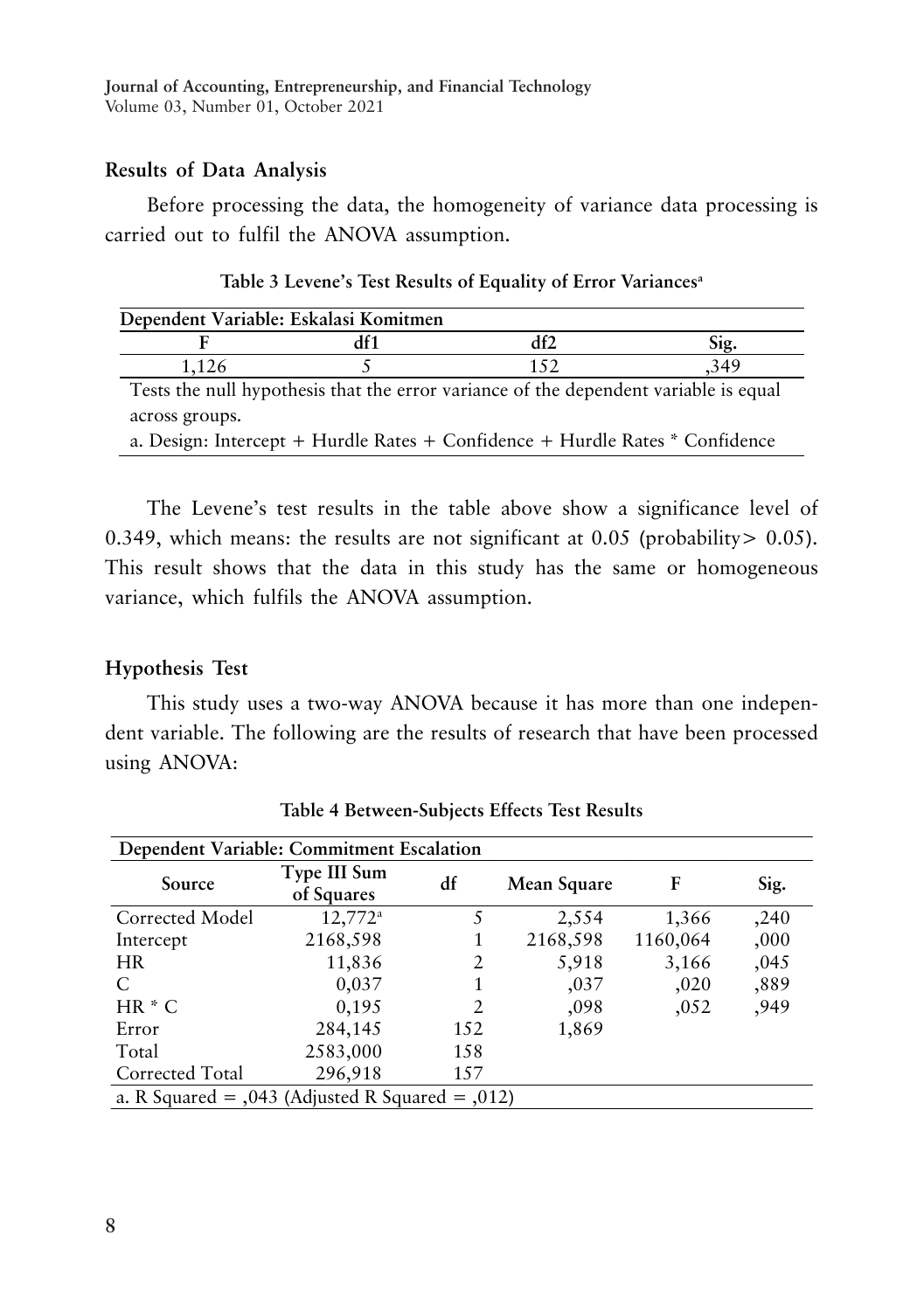## Results of Data Analysis

Before processing the data, the homogeneity of variance data processing is carried out to fulfil the ANOVA assumption.

**Table 3 Levene's Test Results of Equality of Error Variances[a]**

| Dependent Variable: Eskalasi Komitmen | | | |
|---|---|---|---|
| F | df1 | df2 | Sig. |
| 1,126 | 5 | 152 | ,349 |

Tests the null hypothesis that the error variance of the dependent variable is equal across groups.

a. Design: Intercept + Hurdle Rates + Confidence + Hurdle Rates * Confidence

The Levene's test results in the table above show a significance level of 0.349, which means: the results are not significant at 0.05 (probability> 0.05). This result shows that the data in this study has the same or homogeneous variance, which fulfils the ANOVA assumption.

## Hypothesis Test

This study uses a two-way ANOVA because it has more than one independent variable. The following are the results of research that have been processed using ANOVA:

**Table 4 Between-Subjects Effects Test Results**

| Dependent Variable: Commitment Escalation | | | | | |
|---|---|---|---|---|---|
| Source | Type III Sum of Squares | df | Mean Square | F | Sig. |
| Corrected Model | 12,772[a] | 5 | 2,554 | 1,366 | ,240 |
| Intercept | 2168,598 | 1 | 2168,598 | 1160,064 | ,000 |
| HR | 11,836 | 2 | 5,918 | 3,166 | ,045 |
| C | 0,037 | 1 | ,037 | ,020 | ,889 |
| HR * C | 0,195 | 2 | ,098 | ,052 | ,949 |
| Error | 284,145 | 152 | 1,869 | | |
| Total | 2583,000 | 158 | | | |
| Corrected Total | 296,918 | 157 | | | |

a. R Squared = ,043 (Adjusted R Squared = ,012)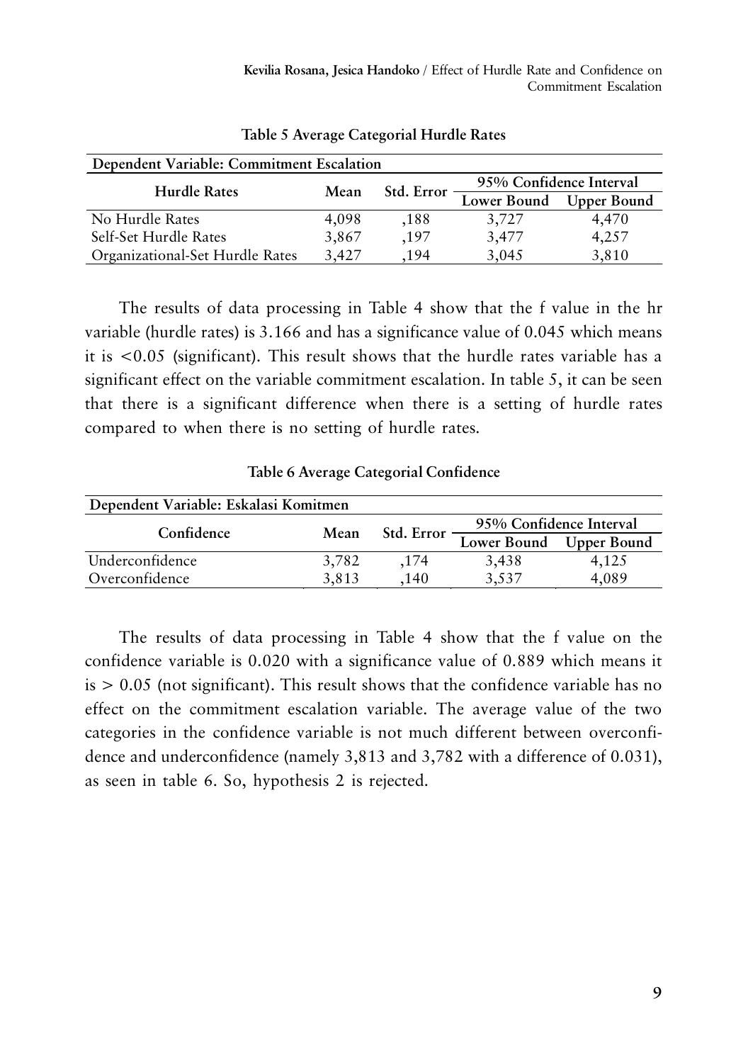**Table 5 Average Categorial Hurdle Rates**

| Dependent Variable: Commitment Escalation | | | | |
|---|---|---|---|---|
| Hurdle Rates | Mean | Std. Error | 95% Confidence Interval | |
| | | | Lower Bound | Upper Bound |
| No Hurdle Rates | 4,098 | ,188 | 3,727 | 4,470 |
| Self-Set Hurdle Rates | 3,867 | ,197 | 3,477 | 4,257 |
| Organizational-Set Hurdle Rates | 3,427 | ,194 | 3,045 | 3,810 |

The results of data processing in Table 4 show that the f value in the hr variable (hurdle rates) is 3.166 and has a significance value of 0.045 which means it is <0.05 (significant). This result shows that the hurdle rates variable has a significant effect on the variable commitment escalation. In table 5, it can be seen that there is a significant difference when there is a setting of hurdle rates compared to when there is no setting of hurdle rates.

**Table 6 Average Categorial Confidence**

| Dependent Variable: Eskalasi Komitmen | | | | |
|---|---|---|---|---|
| Confidence | Mean | Std. Error | 95% Confidence Interval | |
| | | | Lower Bound | Upper Bound |
| Underconfidence | 3,782 | ,174 | 3,438 | 4,125 |
| Overconfidence | 3,813 | ,140 | 3,537 | 4,089 |

The results of data processing in Table 4 show that the f value on the confidence variable is 0.020 with a significance value of 0.889 which means it is > 0.05 (not significant). This result shows that the confidence variable has no effect on the commitment escalation variable. The average value of the two categories in the confidence variable is not much different between overconfidence and underconfidence (namely 3,813 and 3,782 with a difference of 0.031), as seen in table 6. So, hypothesis 2 is rejected.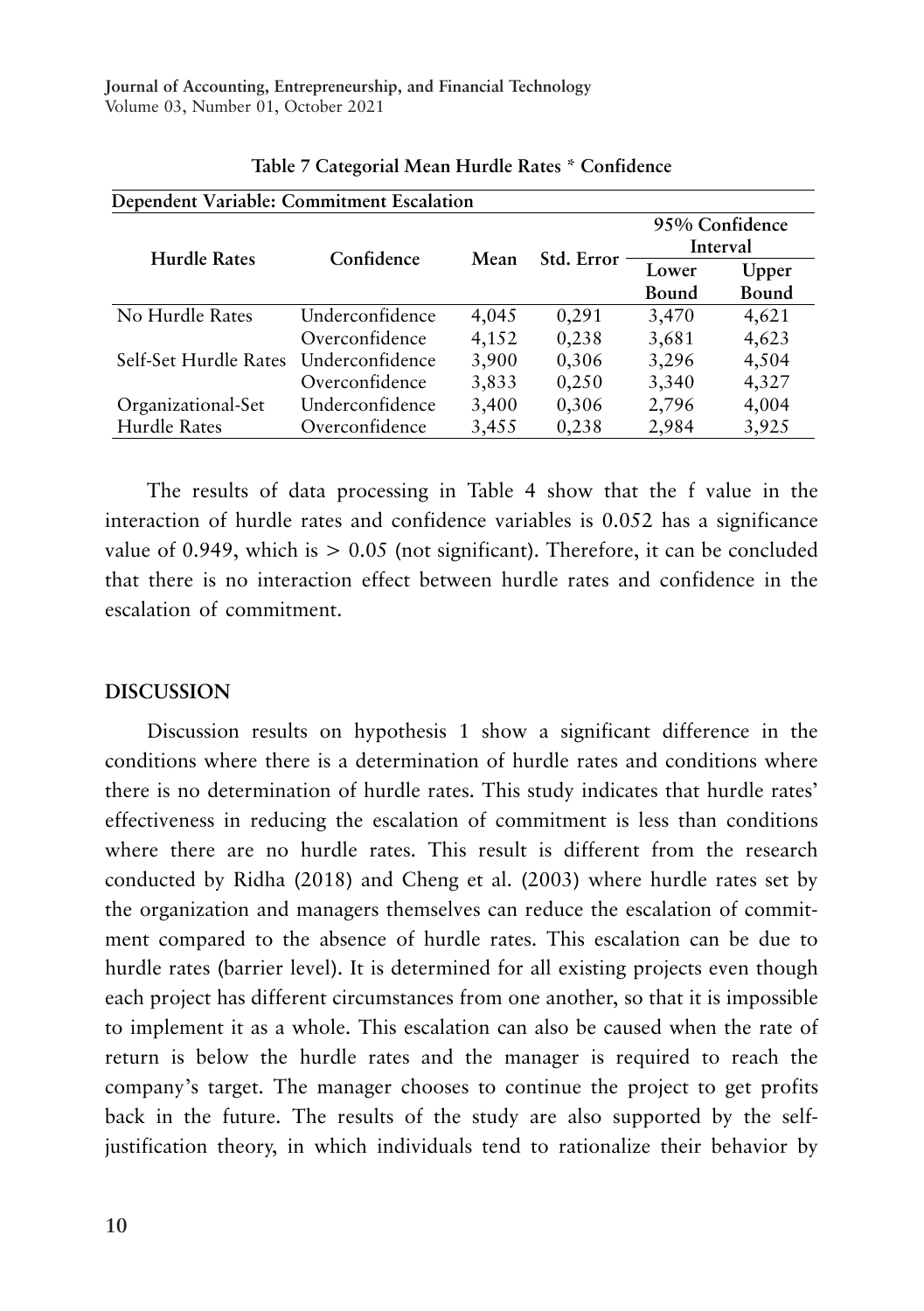**Table 7 Categorial Mean Hurdle Rates * Confidence**

| Dependent Variable: Commitment Escalation | | | | | |
|---|---|---|---|---|---|
| Hurdle Rates | Confidence | Mean | Std. Error | 95% Confidence Interval | |
| | | | | Lower Bound | Upper Bound |
| No Hurdle Rates | Underconfidence | 4,045 | 0,291 | 3,470 | 4,621 |
| | Overconfidence | 4,152 | 0,238 | 3,681 | 4,623 |
| Self-Set Hurdle Rates | Underconfidence | 3,900 | 0,306 | 3,296 | 4,504 |
| | Overconfidence | 3,833 | 0,250 | 3,340 | 4,327 |
| Organizational-Set Hurdle Rates | Underconfidence | 3,400 | 0,306 | 2,796 | 4,004 |
| | Overconfidence | 3,455 | 0,238 | 2,984 | 3,925 |

The results of data processing in Table 4 show that the f value in the interaction of hurdle rates and confidence variables is 0.052 has a significance value of 0.949, which is > 0.05 (not significant). Therefore, it can be concluded that there is no interaction effect between hurdle rates and confidence in the escalation of commitment.

## DISCUSSION

Discussion results on hypothesis 1 show a significant difference in the conditions where there is a determination of hurdle rates and conditions where there is no determination of hurdle rates. This study indicates that hurdle rates' effectiveness in reducing the escalation of commitment is less than conditions where there are no hurdle rates. This result is different from the research conducted by Ridha (2018) and Cheng et al. (2003) where hurdle rates set by the organization and managers themselves can reduce the escalation of commitment compared to the absence of hurdle rates. This escalation can be due to hurdle rates (barrier level). It is determined for all existing projects even though each project has different circumstances from one another, so that it is impossible to implement it as a whole. This escalation can also be caused when the rate of return is below the hurdle rates and the manager is required to reach the company's target. The manager chooses to continue the project to get profits back in the future. The results of the study are also supported by the self-justification theory, in which individuals tend to rationalize their behavior by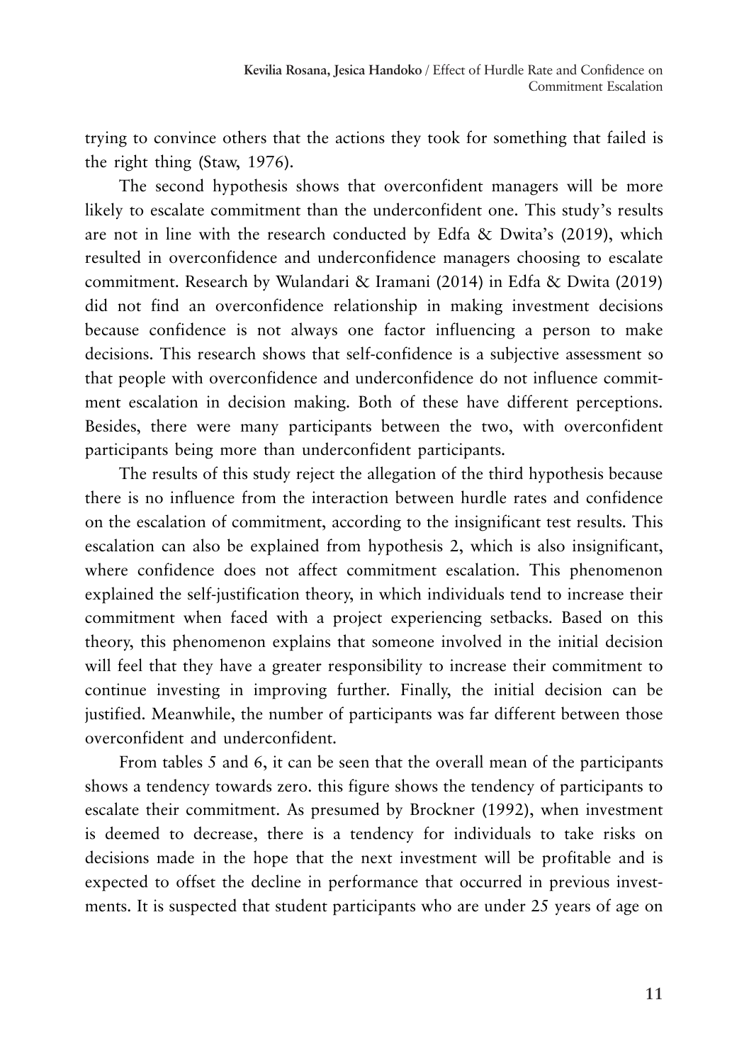trying to convince others that the actions they took for something that failed is the right thing (Staw, 1976).

The second hypothesis shows that overconfident managers will be more likely to escalate commitment than the underconfident one. This study's results are not in line with the research conducted by Edfa & Dwita's (2019), which resulted in overconfidence and underconfidence managers choosing to escalate commitment. Research by Wulandari & Iramani (2014) in Edfa & Dwita (2019) did not find an overconfidence relationship in making investment decisions because confidence is not always one factor influencing a person to make decisions. This research shows that self-confidence is a subjective assessment so that people with overconfidence and underconfidence do not influence commitment escalation in decision making. Both of these have different perceptions. Besides, there were many participants between the two, with overconfident participants being more than underconfident participants.

The results of this study reject the allegation of the third hypothesis because there is no influence from the interaction between hurdle rates and confidence on the escalation of commitment, according to the insignificant test results. This escalation can also be explained from hypothesis 2, which is also insignificant, where confidence does not affect commitment escalation. This phenomenon explained the self-justification theory, in which individuals tend to increase their commitment when faced with a project experiencing setbacks. Based on this theory, this phenomenon explains that someone involved in the initial decision will feel that they have a greater responsibility to increase their commitment to continue investing in improving further. Finally, the initial decision can be justified. Meanwhile, the number of participants was far different between those overconfident and underconfident.

From tables 5 and 6, it can be seen that the overall mean of the participants shows a tendency towards zero. this figure shows the tendency of participants to escalate their commitment. As presumed by Brockner (1992), when investment is deemed to decrease, there is a tendency for individuals to take risks on decisions made in the hope that the next investment will be profitable and is expected to offset the decline in performance that occurred in previous investments. It is suspected that student participants who are under 25 years of age on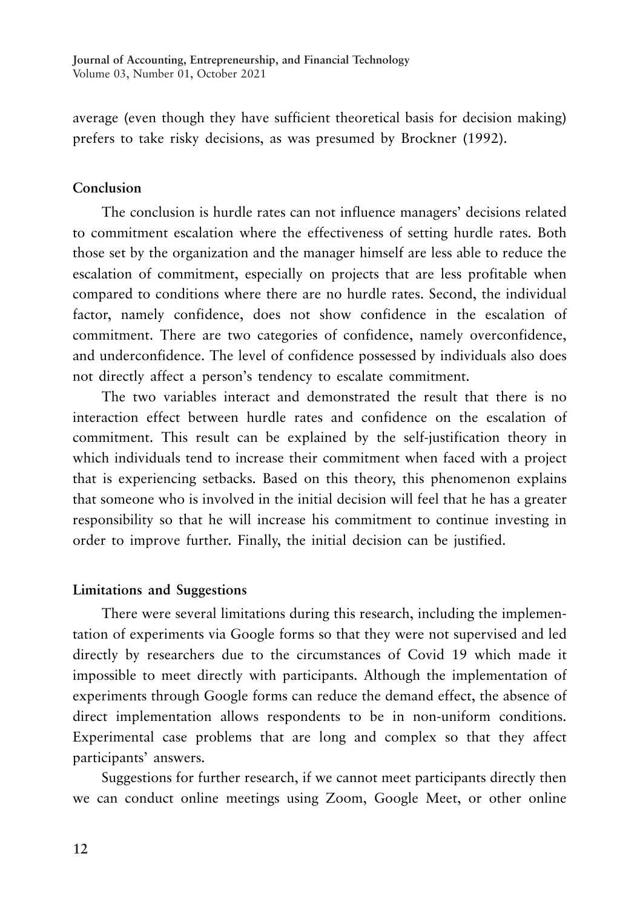average (even though they have sufficient theoretical basis for decision making) prefers to take risky decisions, as was presumed by Brockner (1992).

## Conclusion

The conclusion is hurdle rates can not influence managers' decisions related to commitment escalation where the effectiveness of setting hurdle rates. Both those set by the organization and the manager himself are less able to reduce the escalation of commitment, especially on projects that are less profitable when compared to conditions where there are no hurdle rates. Second, the individual factor, namely confidence, does not show confidence in the escalation of commitment. There are two categories of confidence, namely overconfidence, and underconfidence. The level of confidence possessed by individuals also does not directly affect a person's tendency to escalate commitment.

The two variables interact and demonstrated the result that there is no interaction effect between hurdle rates and confidence on the escalation of commitment. This result can be explained by the self-justification theory in which individuals tend to increase their commitment when faced with a project that is experiencing setbacks. Based on this theory, this phenomenon explains that someone who is involved in the initial decision will feel that he has a greater responsibility so that he will increase his commitment to continue investing in order to improve further. Finally, the initial decision can be justified.

## Limitations and Suggestions

There were several limitations during this research, including the implementation of experiments via Google forms so that they were not supervised and led directly by researchers due to the circumstances of Covid 19 which made it impossible to meet directly with participants. Although the implementation of experiments through Google forms can reduce the demand effect, the absence of direct implementation allows respondents to be in non-uniform conditions. Experimental case problems that are long and complex so that they affect participants' answers.

Suggestions for further research, if we cannot meet participants directly then we can conduct online meetings using Zoom, Google Meet, or other online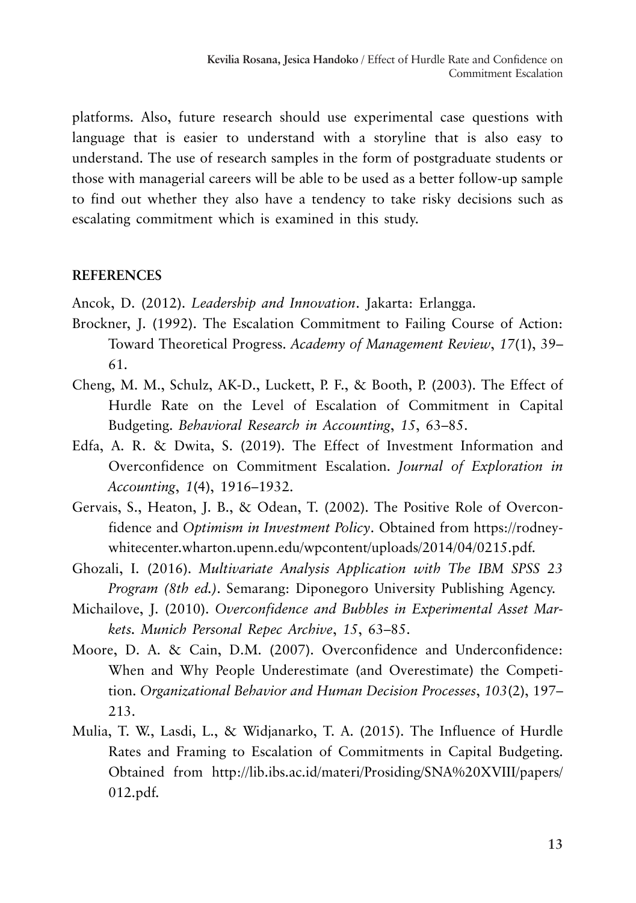platforms. Also, future research should use experimental case questions with language that is easier to understand with a storyline that is also easy to understand. The use of research samples in the form of postgraduate students or those with managerial careers will be able to be used as a better follow-up sample to find out whether they also have a tendency to take risky decisions such as escalating commitment which is examined in this study.

## REFERENCES

Ancok, D. (2012). *Leadership and Innovation*. Jakarta: Erlangga.

Brockner, J. (1992). The Escalation Commitment to Failing Course of Action: Toward Theoretical Progress. *Academy of Management Review*, *17*(1), 39–61.

Cheng, M. M., Schulz, AK-D., Luckett, P. F., & Booth, P. (2003). The Effect of Hurdle Rate on the Level of Escalation of Commitment in Capital Budgeting. *Behavioral Research in Accounting*, *15*, 63–85.

Edfa, A. R. & Dwita, S. (2019). The Effect of Investment Information and Overconfidence on Commitment Escalation. *Journal of Exploration in Accounting*, *1*(4), 1916–1932.

Gervais, S., Heaton, J. B., & Odean, T. (2002). The Positive Role of Overconfidence and *Optimism in Investment Policy*. Obtained from https://rodneywhitecenter.wharton.upenn.edu/wpcontent/uploads/2014/04/0215.pdf.

Ghozali, I. (2016). *Multivariate Analysis Application with The IBM SPSS 23 Program (8th ed.)*. Semarang: Diponegoro University Publishing Agency.

Michailove, J. (2010). *Overconfidence and Bubbles in Experimental Asset Markets. Munich Personal Repec Archive*, *15*, 63–85.

Moore, D. A. & Cain, D.M. (2007). Overconfidence and Underconfidence: When and Why People Underestimate (and Overestimate) the Competition. *Organizational Behavior and Human Decision Processes*, *103*(2), 197–213.

Mulia, T. W., Lasdi, L., & Widjanarko, T. A. (2015). The Influence of Hurdle Rates and Framing to Escalation of Commitments in Capital Budgeting. Obtained from http://lib.ibs.ac.id/materi/Prosiding/SNA%20XVIII/papers/012.pdf.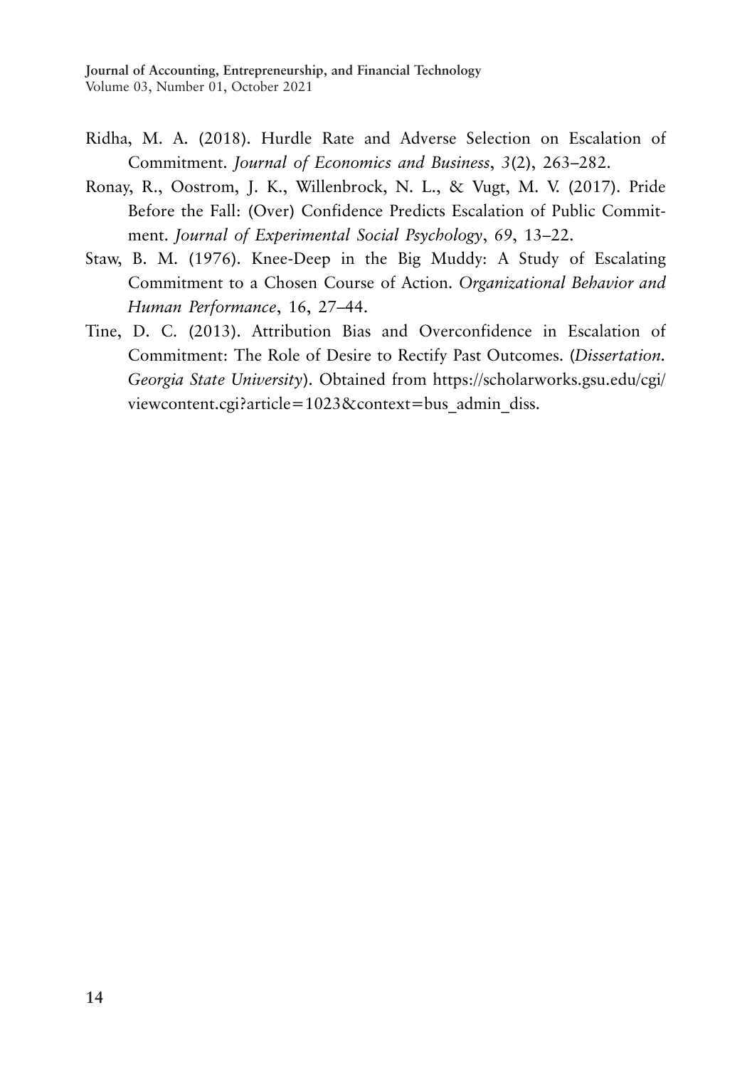Ridha, M. A. (2018). Hurdle Rate and Adverse Selection on Escalation of Commitment. *Journal of Economics and Business*, *3*(2), 263–282.

Ronay, R., Oostrom, J. K., Willenbrock, N. L., & Vugt, M. V. (2017). Pride Before the Fall: (Over) Confidence Predicts Escalation of Public Commitment. *Journal of Experimental Social Psychology*, *69*, 13–22.

Staw, B. M. (1976). Knee-Deep in the Big Muddy: A Study of Escalating Commitment to a Chosen Course of Action. *Organizational Behavior and Human Performance*, 16, 27–44.

Tine, D. C. (2013). Attribution Bias and Overconfidence in Escalation of Commitment: The Role of Desire to Rectify Past Outcomes. (*Dissertation. Georgia State University*). Obtained from https://scholarworks.gsu.edu/cgi/viewcontent.cgi?article=1023&context=bus_admin_diss.